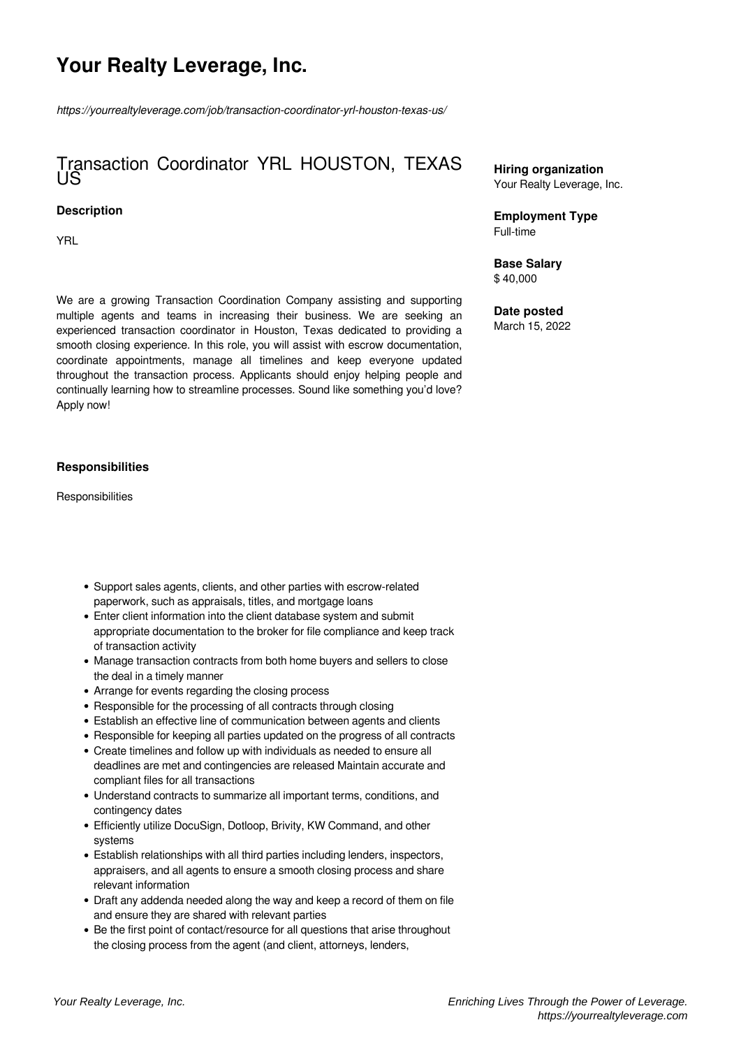# Your Realty Leverage, Inc.

*https://yourrealtyleverage.com/job/transaction-coordinator-yrl-houston-texas-us/*

## Transaction Coordinator YRL HOUSTON, TEXAS US

**Hiring organization**
Your Realty Leverage, Inc.

**Employment Type**
Full-time

**Base Salary**
$ 40,000

**Date posted**
March 15, 2022

### Description

YRL

We are a growing Transaction Coordination Company assisting and supporting multiple agents and teams in increasing their business. We are seeking an experienced transaction coordinator in Houston, Texas dedicated to providing a smooth closing experience. In this role, you will assist with escrow documentation, coordinate appointments, manage all timelines and keep everyone updated throughout the transaction process. Applicants should enjoy helping people and continually learning how to streamline processes. Sound like something you'd love? Apply now!

### Responsibilities

Responsibilities

- Support sales agents, clients, and other parties with escrow-related paperwork, such as appraisals, titles, and mortgage loans
- Enter client information into the client database system and submit appropriate documentation to the broker for file compliance and keep track of transaction activity
- Manage transaction contracts from both home buyers and sellers to close the deal in a timely manner
- Arrange for events regarding the closing process
- Responsible for the processing of all contracts through closing
- Establish an effective line of communication between agents and clients
- Responsible for keeping all parties updated on the progress of all contracts
- Create timelines and follow up with individuals as needed to ensure all deadlines are met and contingencies are released Maintain accurate and compliant files for all transactions
- Understand contracts to summarize all important terms, conditions, and contingency dates
- Efficiently utilize DocuSign, Dotloop, Brivity, KW Command, and other systems
- Establish relationships with all third parties including lenders, inspectors, appraisers, and all agents to ensure a smooth closing process and share relevant information
- Draft any addenda needed along the way and keep a record of them on file and ensure they are shared with relevant parties
- Be the first point of contact/resource for all questions that arise throughout the closing process from the agent (and client, attorneys, lenders,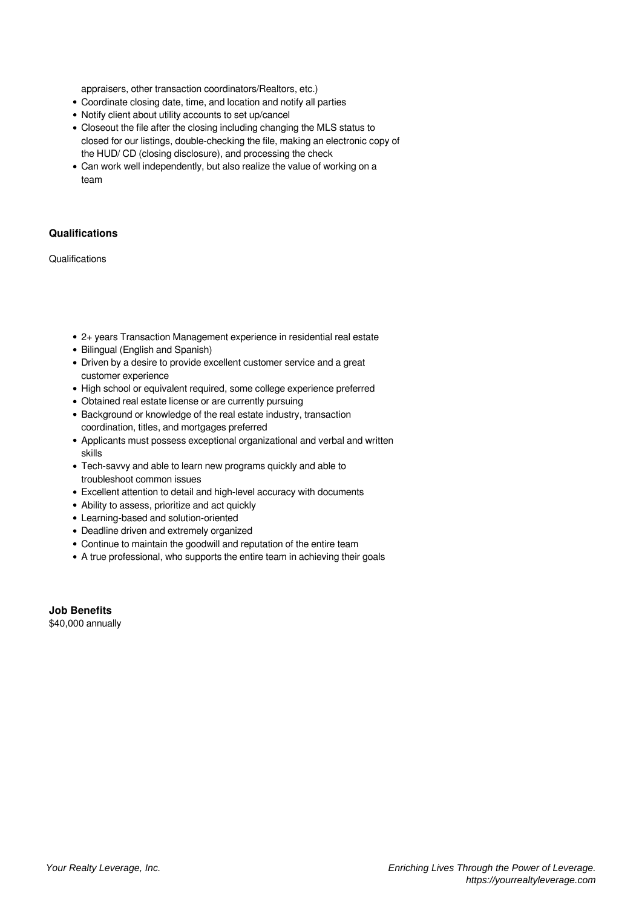appraisers, other transaction coordinators/Realtors, etc.)

- Coordinate closing date, time, and location and notify all parties
- Notify client about utility accounts to set up/cancel
- Closeout the file after the closing including changing the MLS status to closed for our listings, double-checking the file, making an electronic copy of the HUD/ CD (closing disclosure), and processing the check
- Can work well independently, but also realize the value of working on a team

**Qualifications**

Qualifications

- 2+ years Transaction Management experience in residential real estate
- Bilingual (English and Spanish)
- Driven by a desire to provide excellent customer service and a great customer experience
- High school or equivalent required, some college experience preferred
- Obtained real estate license or are currently pursuing
- Background or knowledge of the real estate industry, transaction coordination, titles, and mortgages preferred
- Applicants must possess exceptional organizational and verbal and written skills
- Tech-savvy and able to learn new programs quickly and able to troubleshoot common issues
- Excellent attention to detail and high-level accuracy with documents
- Ability to assess, prioritize and act quickly
- Learning-based and solution-oriented
- Deadline driven and extremely organized
- Continue to maintain the goodwill and reputation of the entire team
- A true professional, who supports the entire team in achieving their goals

**Job Benefits**

$40,000 annually